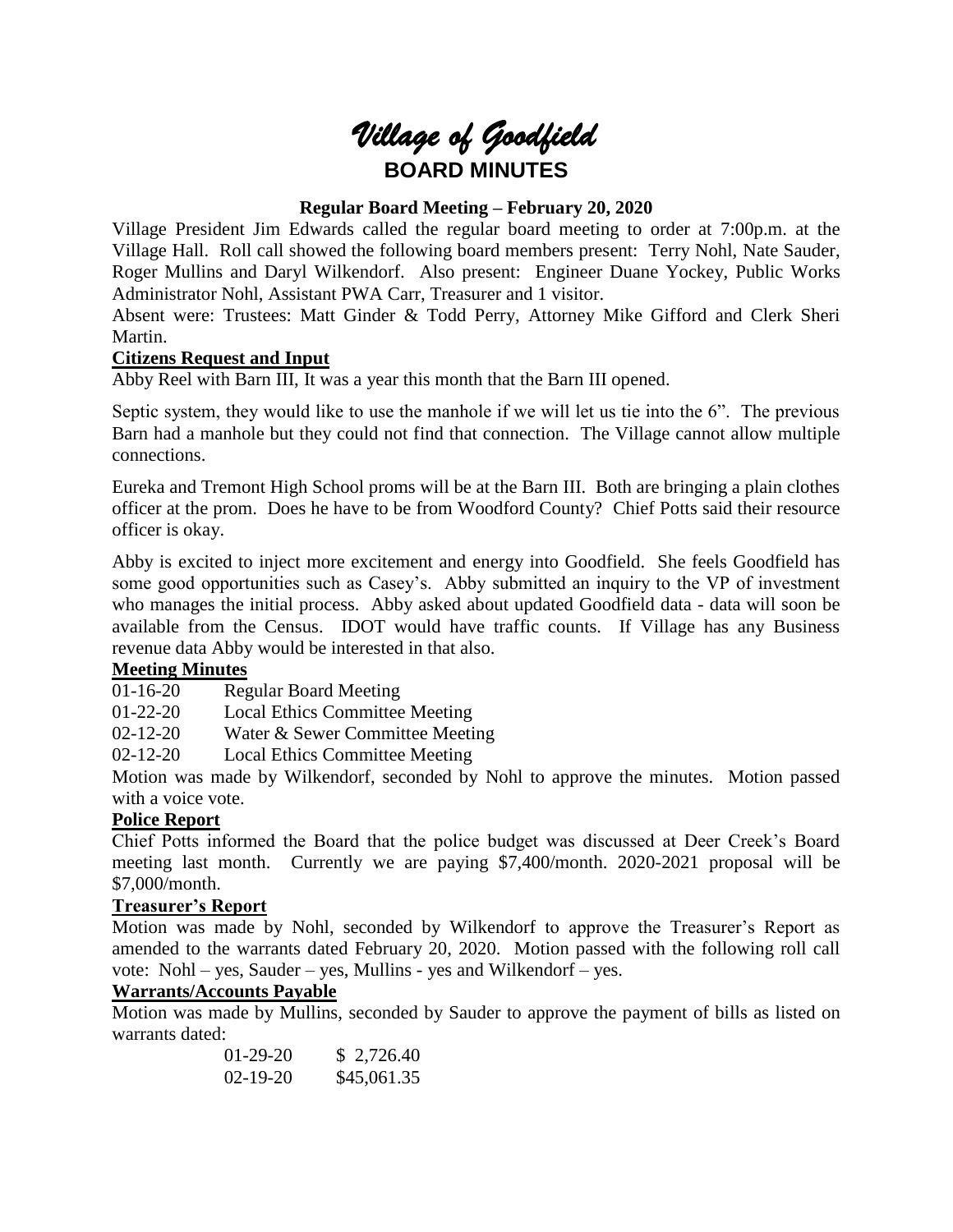# *Village of Goodfield*

## BOARD MINUTES

**Regular Board Meeting – February 20, 2020**

Village President Jim Edwards called the regular board meeting to order at 7:00p.m. at the Village Hall. Roll call showed the following board members present: Terry Nohl, Nate Sauder, Roger Mullins and Daryl Wilkendorf. Also present: Engineer Duane Yockey, Public Works Administrator Nohl, Assistant PWA Carr, Treasurer and 1 visitor.

Absent were: Trustees: Matt Ginder & Todd Perry, Attorney Mike Gifford and Clerk Sheri Martin.

**Citizens Request and Input**

Abby Reel with Barn III, It was a year this month that the Barn III opened.

Septic system, they would like to use the manhole if we will let us tie into the 6". The previous Barn had a manhole but they could not find that connection. The Village cannot allow multiple connections.

Eureka and Tremont High School proms will be at the Barn III. Both are bringing a plain clothes officer at the prom. Does he have to be from Woodford County? Chief Potts said their resource officer is okay.

Abby is excited to inject more excitement and energy into Goodfield. She feels Goodfield has some good opportunities such as Casey's. Abby submitted an inquiry to the VP of investment who manages the initial process. Abby asked about updated Goodfield data - data will soon be available from the Census. IDOT would have traffic counts. If Village has any Business revenue data Abby would be interested in that also.

**Meeting Minutes**

01-16-20 Regular Board Meeting
01-22-20 Local Ethics Committee Meeting
02-12-20 Water & Sewer Committee Meeting
02-12-20 Local Ethics Committee Meeting

Motion was made by Wilkendorf, seconded by Nohl to approve the minutes. Motion passed with a voice vote.

**Police Report**

Chief Potts informed the Board that the police budget was discussed at Deer Creek's Board meeting last month. Currently we are paying $7,400/month. 2020-2021 proposal will be $7,000/month.

**Treasurer's Report**

Motion was made by Nohl, seconded by Wilkendorf to approve the Treasurer's Report as amended to the warrants dated February 20, 2020. Motion passed with the following roll call vote: Nohl – yes, Sauder – yes, Mullins - yes and Wilkendorf – yes.

**Warrants/Accounts Payable**

Motion was made by Mullins, seconded by Sauder to approve the payment of bills as listed on warrants dated:

01-29-20 $ 2,726.40
02-19-20 $45,061.35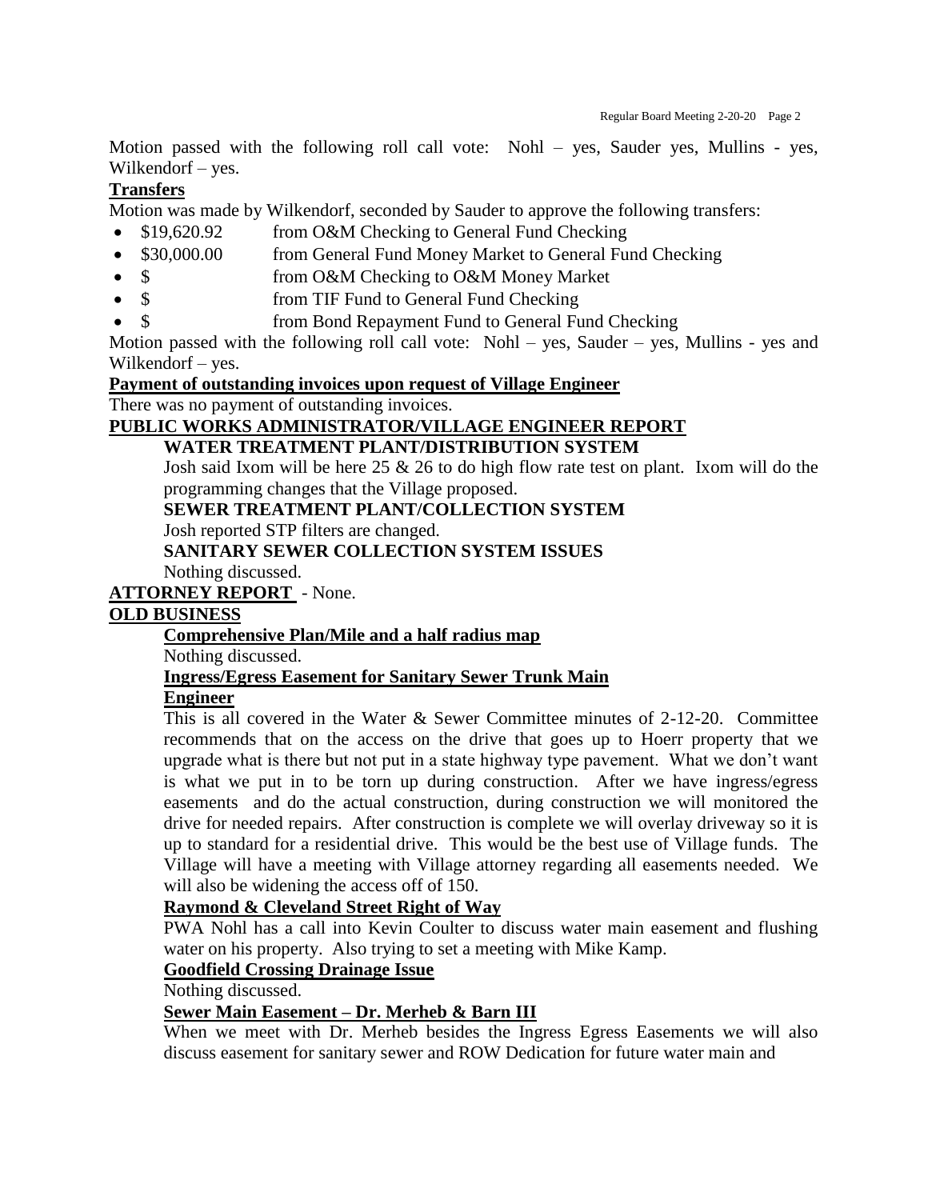Motion passed with the following roll call vote: Nohl – yes, Sauder yes, Mullins - yes, Wilkendorf – yes.

**Transfers**

Motion was made by Wilkendorf, seconded by Sauder to approve the following transfers:

- $19,620.92 from O&M Checking to General Fund Checking
- $30,000.00 from General Fund Money Market to General Fund Checking
- $ from O&M Checking to O&M Money Market
- $ from TIF Fund to General Fund Checking
- $ from Bond Repayment Fund to General Fund Checking

Motion passed with the following roll call vote: Nohl – yes, Sauder – yes, Mullins - yes and Wilkendorf – yes.

**Payment of outstanding invoices upon request of Village Engineer**

There was no payment of outstanding invoices.

**PUBLIC WORKS ADMINISTRATOR/VILLAGE ENGINEER REPORT**

**WATER TREATMENT PLANT/DISTRIBUTION SYSTEM**

Josh said Ixom will be here 25 & 26 to do high flow rate test on plant. Ixom will do the programming changes that the Village proposed.

**SEWER TREATMENT PLANT/COLLECTION SYSTEM**

Josh reported STP filters are changed.

**SANITARY SEWER COLLECTION SYSTEM ISSUES**

Nothing discussed.

**ATTORNEY REPORT** - None.

**OLD BUSINESS**

**Comprehensive Plan/Mile and a half radius map**

Nothing discussed.

**Ingress/Egress Easement for Sanitary Sewer Trunk Main**

**Engineer**

This is all covered in the Water & Sewer Committee minutes of 2-12-20. Committee recommends that on the access on the drive that goes up to Hoerr property that we upgrade what is there but not put in a state highway type pavement. What we don't want is what we put in to be torn up during construction. After we have ingress/egress easements and do the actual construction, during construction we will monitored the drive for needed repairs. After construction is complete we will overlay driveway so it is up to standard for a residential drive. This would be the best use of Village funds. The Village will have a meeting with Village attorney regarding all easements needed. We will also be widening the access off of 150.

**Raymond & Cleveland Street Right of Way**

PWA Nohl has a call into Kevin Coulter to discuss water main easement and flushing water on his property. Also trying to set a meeting with Mike Kamp.

**Goodfield Crossing Drainage Issue**

Nothing discussed.

**Sewer Main Easement – Dr. Merheb & Barn III**

When we meet with Dr. Merheb besides the Ingress Egress Easements we will also discuss easement for sanitary sewer and ROW Dedication for future water main and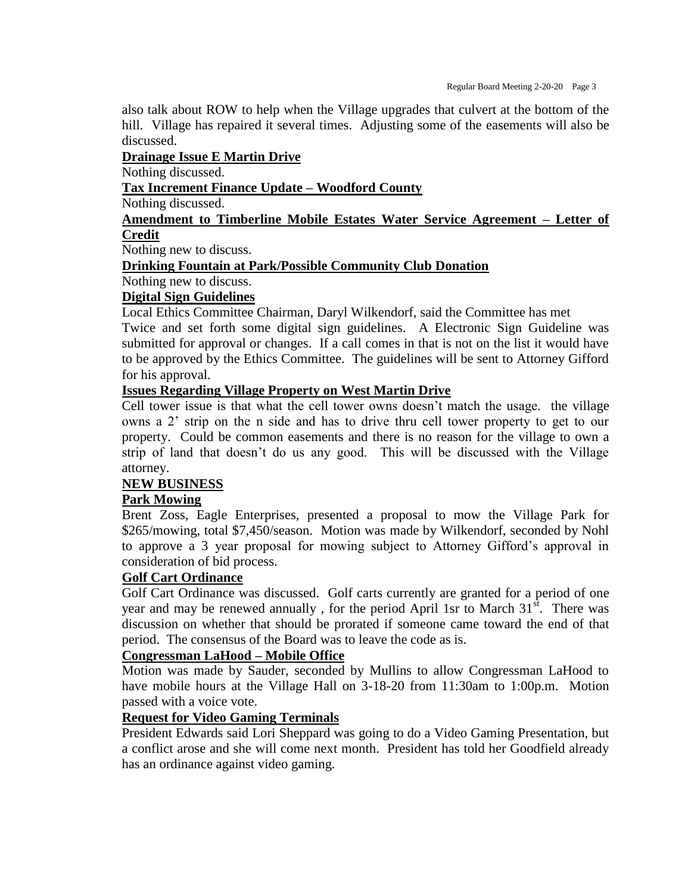also talk about ROW to help when the Village upgrades that culvert at the bottom of the hill. Village has repaired it several times. Adjusting some of the easements will also be discussed.

**Drainage Issue E Martin Drive**

Nothing discussed.

**Tax Increment Finance Update – Woodford County**

Nothing discussed.

**Amendment to Timberline Mobile Estates Water Service Agreement – Letter of Credit**

Nothing new to discuss.

**Drinking Fountain at Park/Possible Community Club Donation**

Nothing new to discuss.

**Digital Sign Guidelines**

Local Ethics Committee Chairman, Daryl Wilkendorf, said the Committee has met Twice and set forth some digital sign guidelines. A Electronic Sign Guideline was submitted for approval or changes. If a call comes in that is not on the list it would have to be approved by the Ethics Committee. The guidelines will be sent to Attorney Gifford for his approval.

**Issues Regarding Village Property on West Martin Drive**

Cell tower issue is that what the cell tower owns doesn't match the usage. the village owns a 2' strip on the n side and has to drive thru cell tower property to get to our property. Could be common easements and there is no reason for the village to own a strip of land that doesn't do us any good. This will be discussed with the Village attorney.

**NEW BUSINESS**

**Park Mowing**

Brent Zoss, Eagle Enterprises, presented a proposal to mow the Village Park for $265/mowing, total $7,450/season. Motion was made by Wilkendorf, seconded by Nohl to approve a 3 year proposal for mowing subject to Attorney Gifford's approval in consideration of bid process.

**Golf Cart Ordinance**

Golf Cart Ordinance was discussed. Golf carts currently are granted for a period of one year and may be renewed annually , for the period April 1sr to March 31st. There was discussion on whether that should be prorated if someone came toward the end of that period. The consensus of the Board was to leave the code as is.

**Congressman LaHood – Mobile Office**

Motion was made by Sauder, seconded by Mullins to allow Congressman LaHood to have mobile hours at the Village Hall on 3-18-20 from 11:30am to 1:00p.m. Motion passed with a voice vote.

**Request for Video Gaming Terminals**

President Edwards said Lori Sheppard was going to do a Video Gaming Presentation, but a conflict arose and she will come next month. President has told her Goodfield already has an ordinance against video gaming.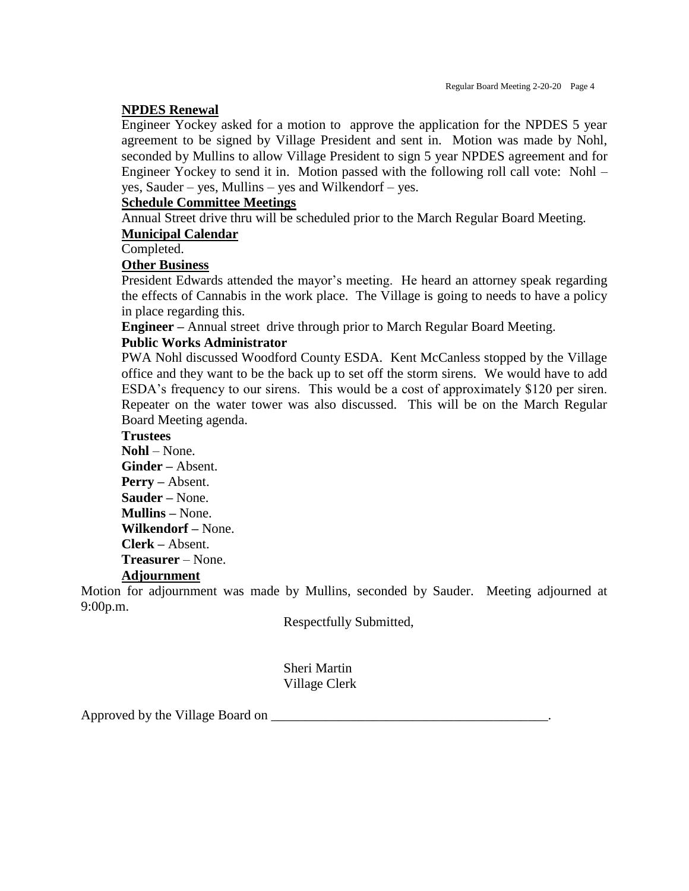**NPDES Renewal**

Engineer Yockey asked for a motion to approve the application for the NPDES 5 year agreement to be signed by Village President and sent in. Motion was made by Nohl, seconded by Mullins to allow Village President to sign 5 year NPDES agreement and for Engineer Yockey to send it in. Motion passed with the following roll call vote: Nohl – yes, Sauder – yes, Mullins – yes and Wilkendorf – yes.

**Schedule Committee Meetings**

Annual Street drive thru will be scheduled prior to the March Regular Board Meeting.

**Municipal Calendar**

Completed.

**Other Business**

President Edwards attended the mayor's meeting. He heard an attorney speak regarding the effects of Cannabis in the work place. The Village is going to needs to have a policy in place regarding this.

**Engineer –** Annual street drive through prior to March Regular Board Meeting.

**Public Works Administrator**

PWA Nohl discussed Woodford County ESDA. Kent McCanless stopped by the Village office and they want to be the back up to set off the storm sirens. We would have to add ESDA's frequency to our sirens. This would be a cost of approximately $120 per siren. Repeater on the water tower was also discussed. This will be on the March Regular Board Meeting agenda.

**Trustees**

**Nohl** – None.
**Ginder –** Absent.
**Perry –** Absent.
**Sauder –** None.
**Mullins –** None.
**Wilkendorf –** None.
**Clerk –** Absent.
**Treasurer** – None.

**Adjournment**

Motion for adjournment was made by Mullins, seconded by Sauder. Meeting adjourned at 9:00p.m.

Respectfully Submitted,

Sheri Martin
Village Clerk

Approved by the Village Board on \_\_\_\_\_\_\_\_\_\_\_\_\_\_\_\_\_\_\_\_\_\_\_\_\_\_\_\_\_\_\_\_\_\_\_\_\_\_\_\_\_.